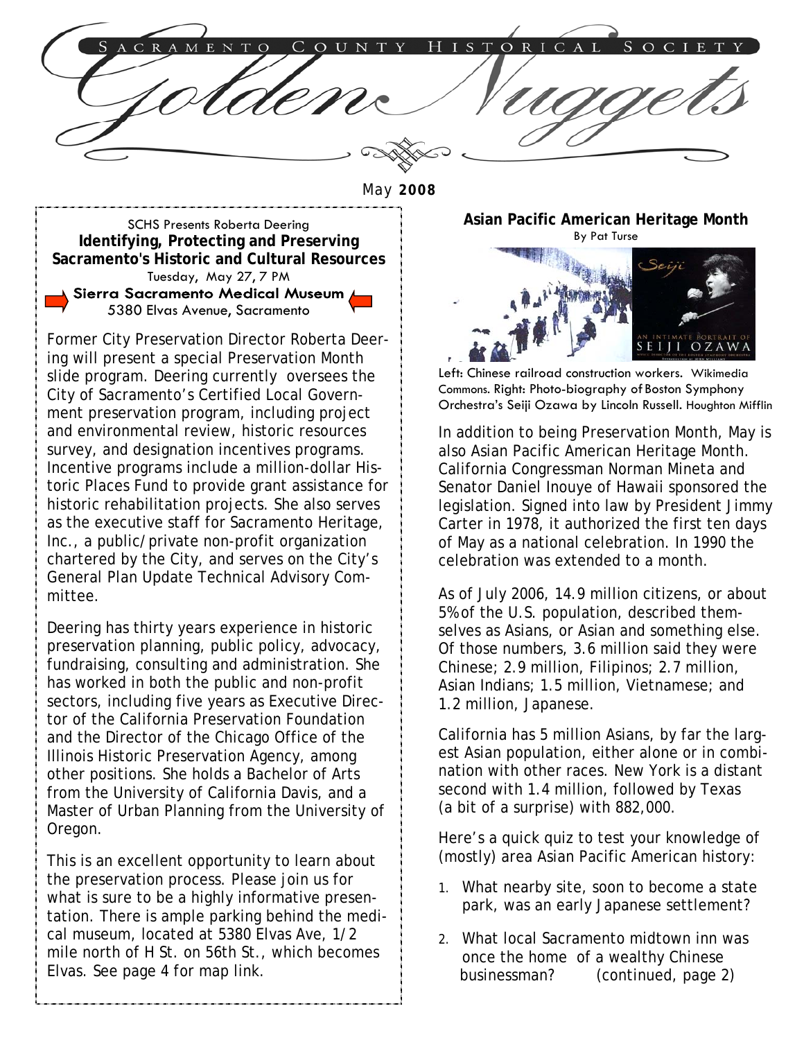# Sacramento County Historical Society

# Golden Nuggets

May **2008**

SCHS Presents Roberta Deering

**Identifying, Protecting and Preserving Sacramento's Historic and Cultural Resources**

Tuesday, May 27, 7 PM

**Sierra Sacramento Medical Museum**

5380 Elvas Avenue, Sacramento

Former City Preservation Director Roberta Deering will present a special Preservation Month slide program. Deering currently oversees the City of Sacramento's Certified Local Government preservation program, including project and environmental review, historic resources survey, and designation incentives programs. Incentive programs include a million-dollar Historic Places Fund to provide grant assistance for historic rehabilitation projects. She also serves as the executive staff for Sacramento Heritage, Inc., a public/private non-profit organization chartered by the City, and serves on the City's General Plan Update Technical Advisory Committee.

Deering has thirty years experience in historic preservation planning, public policy, advocacy, fundraising, consulting and administration. She has worked in both the public and non-profit sectors, including five years as Executive Director of the California Preservation Foundation and the Director of the Chicago Office of the Illinois Historic Preservation Agency, among other positions. She holds a Bachelor of Arts from the University of California Davis, and a Master of Urban Planning from the University of Oregon.

This is an excellent opportunity to learn about the preservation process. Please join us for what is sure to be a highly informative presentation. There is ample parking behind the medical museum, located at 5380 Elvas Ave, 1/2 mile north of H St. on 56th St., which becomes Elvas. See page 4 for map link.

## Asian Pacific American Heritage Month

By Pat Turse

Left: Chinese railroad construction workers. Wikimedia Commons. Right: Photo-biography of Boston Symphony Orchestra's Seiji Ozawa by Lincoln Russell. Houghton Mifflin

In addition to being Preservation Month, May is also Asian Pacific American Heritage Month. California Congressman Norman Mineta and Senator Daniel Inouye of Hawaii sponsored the legislation. Signed into law by President Jimmy Carter in 1978, it authorized the first ten days of May as a national celebration. In 1990 the celebration was extended to a month.

As of July 2006, 14.9 million citizens, or about 5% of the U.S. population, described themselves as Asians, or Asian and something else. Of those numbers, 3.6 million said they were Chinese; 2.9 million, Filipinos; 2.7 million, Asian Indians; 1.5 million, Vietnamese; and 1.2 million, Japanese.

California has 5 million Asians, by far the largest Asian population, either alone or in combination with other races. New York is a distant second with 1.4 million, followed by Texas (a bit of a surprise) with 882,000.

Here's a quick quiz to test your knowledge of (mostly) area Asian Pacific American history:

1. What nearby site, soon to become a state park, was an early Japanese settlement?
2. What local Sacramento midtown inn was once the home of a wealthy Chinese businessman? (continued, page 2)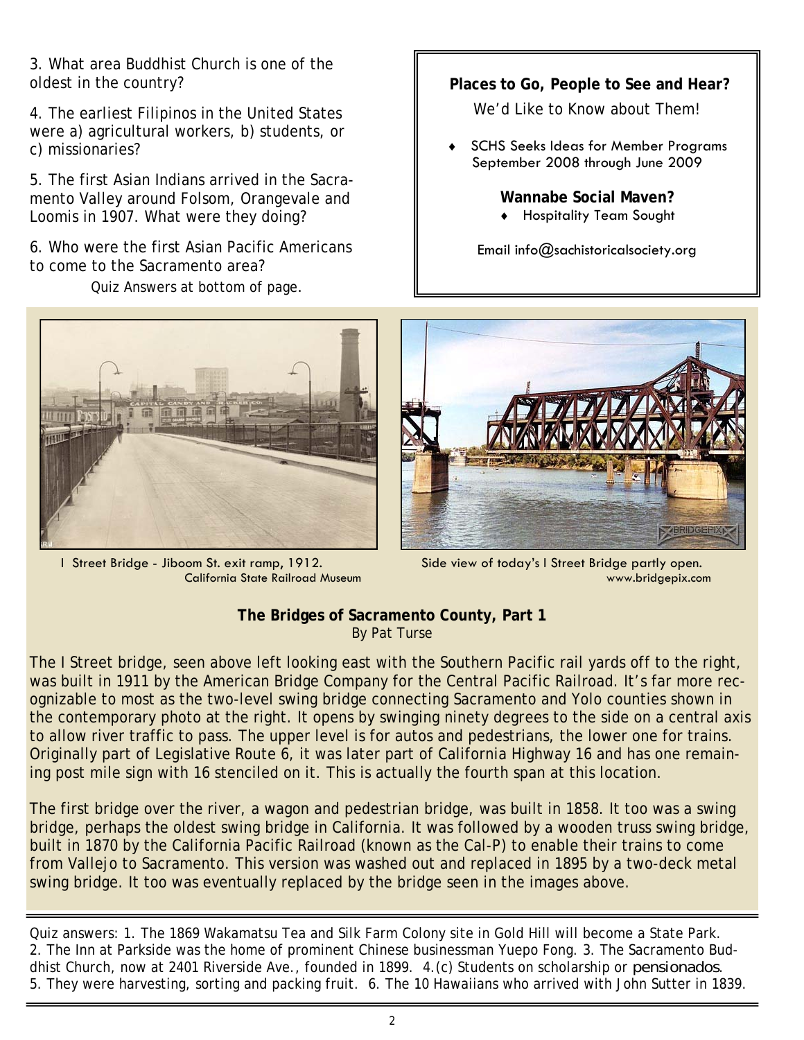3. What area Buddhist Church is one of the oldest in the country?

4. The earliest Filipinos in the United States were a) agricultural workers, b) students, or c) missionaries?

5. The first Asian Indians arrived in the Sacramento Valley around Folsom, Orangevale and Loomis in 1907. What were they doing?

6. Who were the first Asian Pacific Americans to come to the Sacramento area?

Quiz Answers at bottom of page.

**Places to Go, People to See and Hear?**

We'd Like to Know about Them!

- SCHS Seeks Ideas for Member Programs September 2008 through June 2009

**Wannabe Social Maven?**

- Hospitality Team Sought

Email info@sachistoricalsociety.org

I Street Bridge - Jiboom St. exit ramp, 1912. California State Railroad Museum

Side view of today's I Street Bridge partly open. www.bridgepix.com

## The Bridges of Sacramento County, Part 1

By Pat Turse

The I Street bridge, seen above left looking east with the Southern Pacific rail yards off to the right, was built in 1911 by the American Bridge Company for the Central Pacific Railroad. It's far more recognizable to most as the two-level swing bridge connecting Sacramento and Yolo counties shown in the contemporary photo at the right. It opens by swinging ninety degrees to the side on a central axis to allow river traffic to pass. The upper level is for autos and pedestrians, the lower one for trains. Originally part of Legislative Route 6, it was later part of California Highway 16 and has one remaining post mile sign with 16 stenciled on it. This is actually the fourth span at this location.

The first bridge over the river, a wagon and pedestrian bridge, was built in 1858. It too was a swing bridge, perhaps the oldest swing bridge in California. It was followed by a wooden truss swing bridge, built in 1870 by the California Pacific Railroad (known as the Cal-P) to enable their trains to come from Vallejo to Sacramento. This version was washed out and replaced in 1895 by a two-deck metal swing bridge. It too was eventually replaced by the bridge seen in the images above.

Quiz answers: 1. The 1869 Wakamatsu Tea and Silk Farm Colony site in Gold Hill will become a State Park. 2. The Inn at Parkside was the home of prominent Chinese businessman Yuepo Fong. 3. The Sacramento Buddhist Church, now at 2401 Riverside Ave., founded in 1899. 4.(c) Students on scholarship or *pensionados*. 5. They were harvesting, sorting and packing fruit. 6. The 10 Hawaiians who arrived with John Sutter in 1839.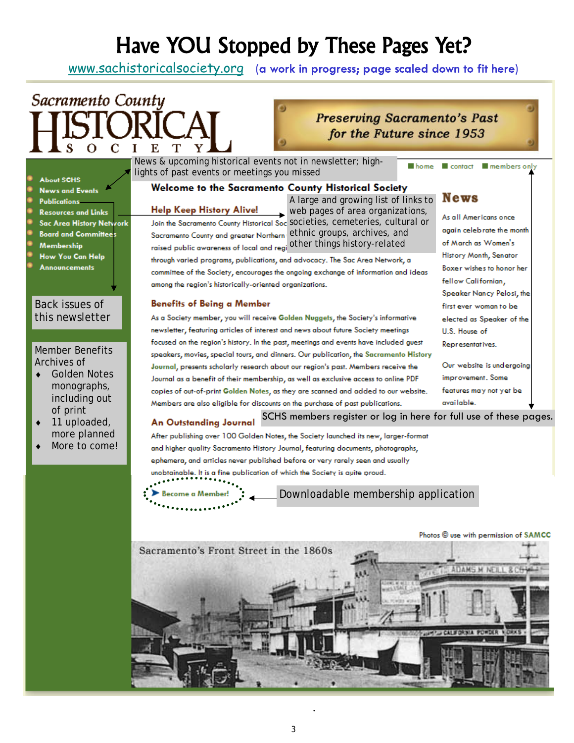# Have YOU Stopped by These Pages Yet?

www.sachistoricalsociety.org (a work in progress; page scaled down to fit here)

Sacramento County HISTORICAL SOCIETY

*Preserving Sacramento's Past for the Future since 1953*

- About SCHS
- News and Events
- Publications
- Resources and Links
- Sac Area History Network
- Board and Committees
- Membership
- How You Can Help
- Announcements

News & upcoming historical events not in newsletter; highlights of past events or meetings you missed

home | contact | members only

Back issues of this newsletter

Member Benefits Archives of

- Golden Notes monographs, including out of print
- 11 uploaded, more planned
- More to come!

## Welcome to the Sacramento County Historical Society

### Help Keep History Alive!

A large and growing list of links to web pages of area organizations, societies, cemeteries, cultural or ethnic groups, archives, and other things history-related

Join the Sacramento County Historical Soc... Sacramento County and greater Northern ... raised public awareness of local and regi... through varied programs, publications, and advocacy. The Sac Area Network, a committee of the Society, encourages the ongoing exchange of information and ideas among the region's historically-oriented organizations.

### Benefits of Being a Member

As a Society member, you will receive **Golden Nuggets**, the Society's informative newsletter, featuring articles of interest and news about future Society meetings focused on the region's history. In the past, meetings and events have included guest speakers, movies, special tours, and dinners. Our publication, the **Sacramento History Journal**, presents scholarly research about our region's past. Members receive the Journal as a benefit of their membership, as well as exclusive access to online PDF copies of out-of-print **Golden Notes**, as they are scanned and added to our website. Members are also eligible for discounts on the purchase of past publications.

SCHS members register or log in here for full use of these pages.

### An Outstanding Journal

After publishing over 100 Golden Notes, the Society launched its new, larger-format and higher quality Sacramento History Journal, featuring documents, photographs, ephemera, and articles never published before or very rarely seen and usually unobtainable. It is a fine publication of which the Society is quite proud.

➤ Become a Member!

Downloadable membership application

## News

As all Americans once again celebrate the month of March as Women's History Month, Senator Boxer wishes to honor her fellow Californian, Speaker Nancy Pelosi, the first ever woman to be elected as Speaker of the U.S. House of Representatives.

Our website is undergoing improvement. Some features may not yet be available.

Photos © use with permission of SAMCC

Sacramento's Front Street in the 1860s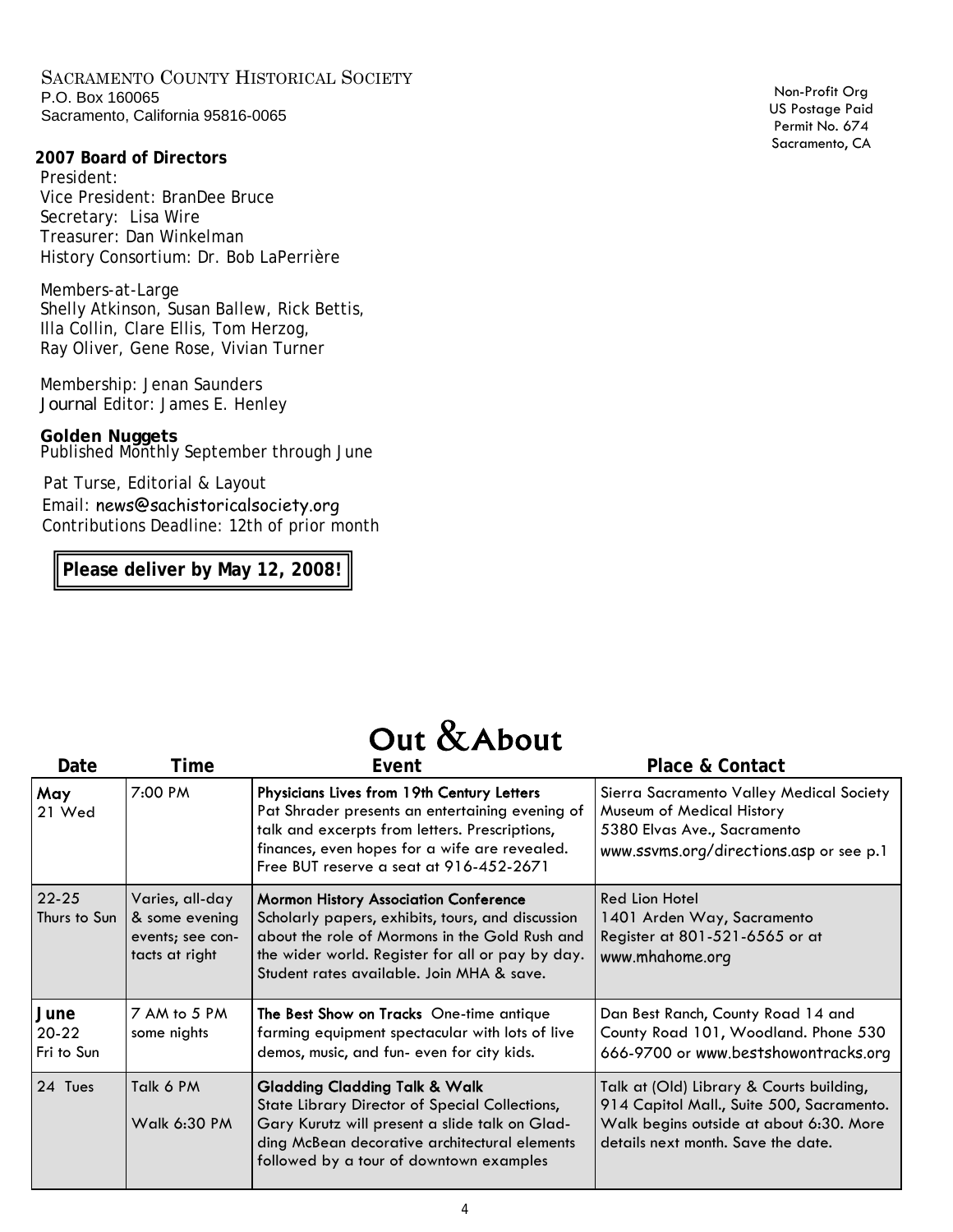SACRAMENTO COUNTY HISTORICAL SOCIETY
P.O. Box 160065
Sacramento, California 95816-0065

Non-Profit Org
US Postage Paid
Permit No. 674
Sacramento, CA

**2007 Board of Directors**

President:
Vice President: BranDee Bruce
Secretary: Lisa Wire
Treasurer: Dan Winkelman
History Consortium: Dr. Bob LaPerrière

Members-at-Large
Shelly Atkinson, Susan Ballew, Rick Bettis,
Illa Collin, Clare Ellis, Tom Herzog,
Ray Oliver, Gene Rose, Vivian Turner

Membership: Jenan Saunders
*Journal* Editor: James E. Henley

**Golden Nuggets**
Published Monthly September through June

Pat Turse, Editorial & Layout
Email: news@sachistoricalsociety.org
Contributions Deadline: 12th of prior month

**Please deliver by May 12, 2008!**

# Out & About

| Date | Time | Event | Place & Contact |
|---|---|---|---|
| **May** 21 Wed | 7:00 PM | **Physicians Lives from 19th Century Letters** Pat Shrader presents an entertaining evening of talk and excerpts from letters. Prescriptions, finances, even hopes for a wife are revealed. Free BUT reserve a seat at 916-452-2671 | Sierra Sacramento Valley Medical Society Museum of Medical History 5380 Elvas Ave., Sacramento www.ssvms.org/directions.asp or see p.1 |
| 22-25 Thurs to Sun | Varies, all-day & some evening events; see contacts at right | **Mormon History Association Conference** Scholarly papers, exhibits, tours, and discussion about the role of Mormons in the Gold Rush and the wider world. Register for all or pay by day. Student rates available. Join MHA & save. | Red Lion Hotel 1401 Arden Way, Sacramento Register at 801-521-6565 or at www.mhahome.org |
| **June** 20-22 Fri to Sun | 7 AM to 5 PM some nights | **The Best Show on Tracks** One-time antique farming equipment spectacular with lots of live demos, music, and fun- even for city kids. | Dan Best Ranch, County Road 14 and County Road 101, Woodland. Phone 530 666-9700 or www.bestshowontracks.org |
| 24 Tues | Talk 6 PM Walk 6:30 PM | **Gladding Cladding Talk & Walk** State Library Director of Special Collections, Gary Kurutz will present a slide talk on Gladding McBean decorative architectural elements followed by a tour of downtown examples | Talk at (Old) Library & Courts building, 914 Capitol Mall., Suite 500, Sacramento. Walk begins outside at about 6:30. More details next month. Save the date. |